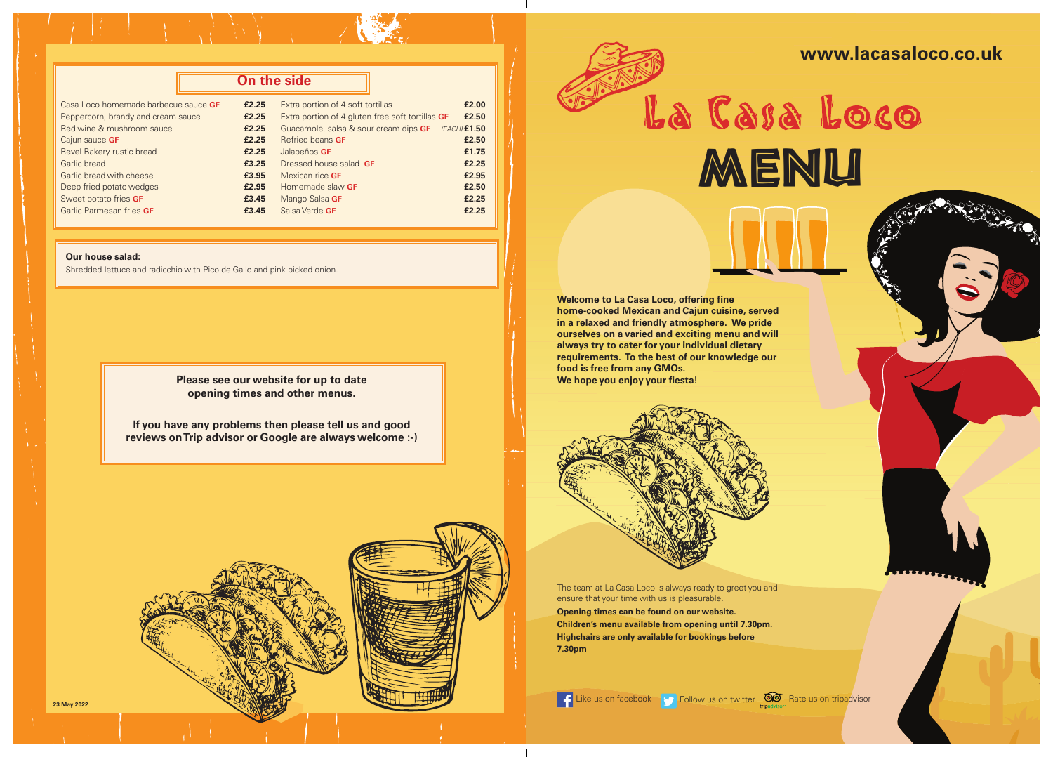## On the side

| Item | Price | Item | Price |
|---|---|---|---|
| Casa Loco homemade barbecue sauce **GF** | £2.25 | Extra portion of 4 soft tortillas | £2.00 |
| Peppercorn, brandy and cream sauce | £2.25 | Extra portion of 4 gluten free soft tortillas **GF** | £2.50 |
| Red wine & mushroom sauce | £2.25 | Guacamole, salsa & sour cream dips **GF** | *(EACH)* £1.50 |
| Cajun sauce **GF** | £2.25 | Refried beans **GF** | £2.50 |
| Revel Bakery rustic bread | £2.25 | Jalapeños **GF** | £1.75 |
| Garlic bread | £3.25 | Dressed house salad **GF** | £2.25 |
| Garlic bread with cheese | £3.95 | Mexican rice **GF** | £2.95 |
| Deep fried potato wedges | £2.95 | Homemade slaw **GF** | £2.50 |
| Sweet potato fries **GF** | £3.45 | Mango Salsa **GF** | £2.25 |
| Garlic Parmesan fries **GF** | £3.45 | Salsa Verde **GF** | £2.25 |

**Our house salad:**
Shredded lettuce and radicchio with Pico de Gallo and pink picked onion.

**Please see our website for up to date opening times and other menus.**

**If you have any problems then please tell us and good reviews on Trip advisor or Google are always welcome :-)**

23 May 2022

**www.lacasaloco.co.uk**

# La Casa Loco

# MENU

**Welcome to La Casa Loco, offering fine home-cooked Mexican and Cajun cuisine, served in a relaxed and friendly atmosphere. We pride ourselves on a varied and exciting menu and will always try to cater for your individual dietary requirements. To the best of our knowledge our food is free from any GMOs.**
**We hope you enjoy your fiesta!**

The team at La Casa Loco is always ready to greet you and ensure that your time with us is pleasurable.

**Opening times can be found on our website.**
**Children's menu available from opening until 7.30pm.**
**Highchairs are only available for bookings before 7.30pm**

Like us on facebook   Follow us on twitter   Rate us on tripadvisor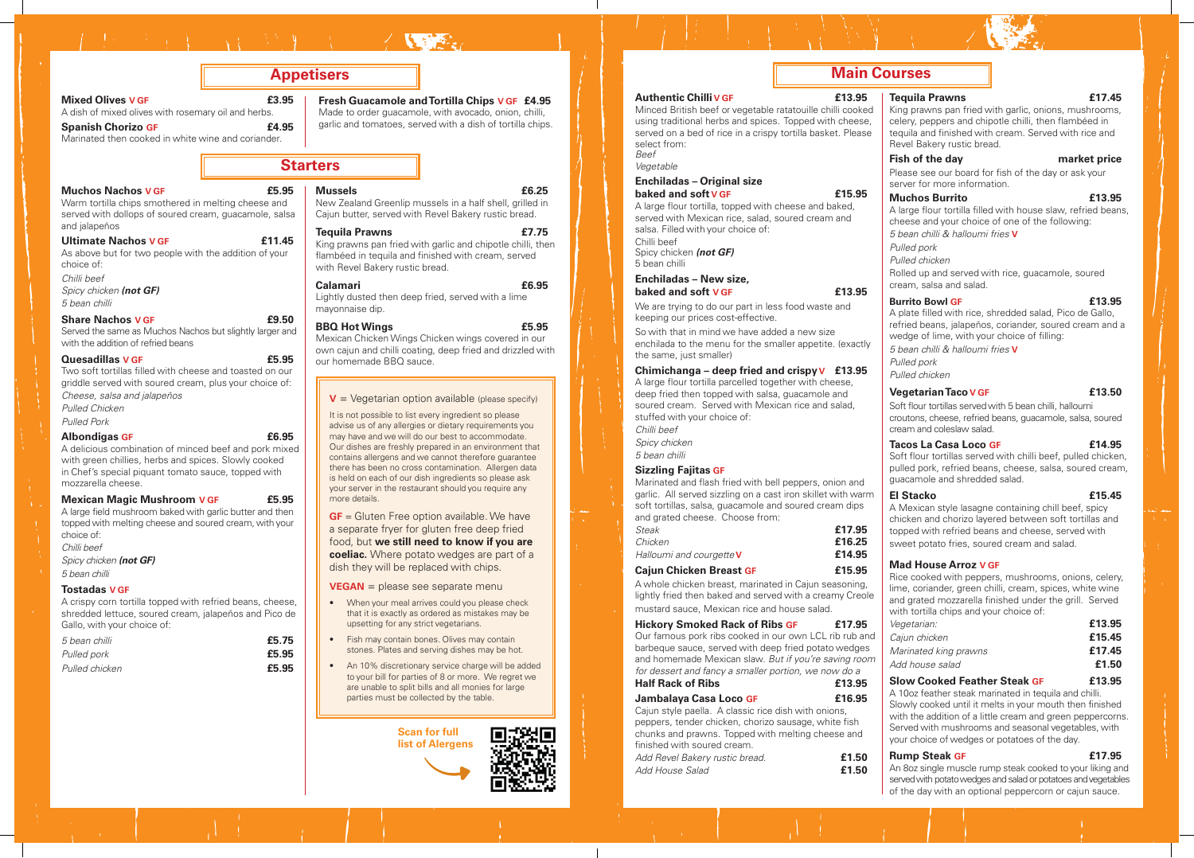## Appetisers

**Mixed Olives** V GF — **£3.95**
A dish of mixed olives with rosemary oil and herbs.

**Spanish Chorizo** GF — **£4.95**
Marinated then cooked in white wine and coriander.

**Fresh Guacamole and Tortilla Chips** V GF — **£4.95**
Made to order guacamole, with avocado, onion, chilli, garlic and tomatoes, served with a dish of tortilla chips.

## Starters

**Muchos Nachos** V GF — **£5.95**
Warm tortilla chips smothered in melting cheese and served with dollops of soured cream, guacamole, salsa and jalapeños

**Ultimate Nachos** V GF — **£11.45**
As above but for two people with the addition of your choice of:
*Chilli beef*
*Spicy chicken **(not GF)***
*5 bean chilli*

**Share Nachos** V GF — **£9.50**
Served the same as Muchos Nachos but slightly larger and with the addition of refried beans

**Quesadillas** V GF — **£5.95**
Two soft tortillas filled with cheese and toasted on our griddle served with soured cream, plus your choice of:
*Cheese, salsa and jalapeños*
*Pulled Chicken*
*Pulled Pork*

**Albondigas** GF — **£6.95**
A delicious combination of minced beef and pork mixed with green chillies, herbs and spices. Slowly cooked in Chef's special piquant tomato sauce, topped with mozzarella cheese.

**Mexican Magic Mushroom** V GF — **£5.95**
A large field mushroom baked with garlic butter and then topped with melting cheese and soured cream, with your choice of:
*Chilli beef*
*Spicy chicken **(not GF)***
*5 bean chilli*

**Tostadas** V GF
A crispy corn tortilla topped with refried beans, cheese, shredded lettuce, soured cream, jalapeños and Pico de Gallo, with your choice of:

| | |
|---|---|
| *5 bean chilli* | **£5.75** |
| *Pulled pork* | **£5.95** |
| *Pulled chicken* | **£5.95** |

**Mussels** — **£6.25**
New Zealand Greenlip mussels in a half shell, grilled in Cajun butter, served with Revel Bakery rustic bread.

**Tequila Prawns** — **£7.75**
King prawns pan fried with garlic and chipotle chilli, then flambéed in tequila and finished with cream, served with Revel Bakery rustic bread.

**Calamari** — **£6.95**
Lightly dusted then deep fried, served with a lime mayonnaise dip.

**BBQ Hot Wings** — **£5.95**
Mexican Chicken Wings Chicken wings covered in our own cajun and chilli coating, deep fried and drizzled with our homemade BBQ sauce.

**V** = Vegetarian option available (please specify)

It is not possible to list every ingredient so please advise us of any allergies or dietary requirements you may have and we will do our best to accommodate. Our dishes are freshly prepared in an environment that contains allergens and we cannot therefore guarantee there has been no cross contamination. Allergen data is held on each of our dish ingredients so please ask your server in the restaurant should you require any more details.

**GF** = Gluten Free option available. We have a separate fryer for gluten free deep fried food, but **we still need to know if you are coeliac.** Where potato wedges are part of a dish they will be replaced with chips.

**VEGAN** = please see separate menu

- When your meal arrives could you please check that it is exactly as ordered as mistakes may be upsetting for any strict vegetarians.
- Fish may contain bones. Olives may contain stones. Plates and serving dishes may be hot.
- An 10% discretionary service charge will be added to your bill for parties of 8 or more. We regret we are unable to split bills and all monies for large parties must be collected by the table.

**Scan for full list of Allergens**

## Main Courses

**Authentic Chilli** V GF — **£13.95**
Minced British beef or vegetable ratatouille chilli cooked using traditional herbs and spices. Topped with cheese, served on a bed of rice in a crispy tortilla basket. Please select from:
*Beef*
*Vegetable*

**Enchiladas – Original size baked and soft** V GF — **£15.95**
A large flour tortilla, topped with cheese and baked, served with Mexican rice, salad, soured cream and salsa. Filled with your choice of:
Chilli beef
Spicy chicken ***(not GF)***
5 bean chilli

**Enchiladas – New size, baked and soft** V GF — **£13.95**
We are trying to do our part in less food waste and keeping our prices cost-effective.

So with that in mind we have added a new size enchilada to the menu for the smaller appetite. (exactly the same, just smaller)

**Chimichanga – deep fried and crispy** V — **£13.95**
A large flour tortilla parcelled together with cheese, deep fried then topped with salsa, guacamole and soured cream. Served with Mexican rice and salad, stuffed with your choice of:
*Chilli beef*
*Spicy chicken*
*5 bean chilli*

**Sizzling Fajitas** GF
Marinated and flash fried with bell peppers, onion and garlic. All served sizzling on a cast iron skillet with warm soft tortillas, salsa, guacamole and soured cream dips and grated cheese. Choose from:

| | |
|---|---|
| *Steak* | **£17.95** |
| *Chicken* | **£16.25** |
| *Halloumi and courgette* V | **£14.95** |

**Cajun Chicken Breast** GF — **£15.95**
A whole chicken breast, marinated in Cajun seasoning, lightly fried then baked and served with a creamy Creole mustard sauce, Mexican rice and house salad.

**Hickory Smoked Rack of Ribs** GF — **£17.95**
Our famous pork ribs cooked in our own LCL rib rub and barbeque sauce, served with deep fried potato wedges and homemade Mexican slaw. *But if you're saving room for dessert or prefer a smaller portion, we now do a*

**Half Rack of Ribs** — **£13.95**

**Jambalaya Casa Loco** GF — **£16.95**
Cajun style paella. A classic rice dish with onions, peppers, tender chicken, chorizo sausage, white fish chunks and prawns. Topped with melting cheese and finished with soured cream.

| | |
|---|---|
| *Add Revel Bakery rustic bread.* | **£1.50** |
| *Add House Salad* | **£1.50** |

**Tequila Prawns** — **£17.45**
King prawns pan fried with garlic, onions, mushrooms, celery, peppers and chipotle chilli, then flambéed in tequila and finished with cream. Served with rice and Revel Bakery rustic bread.

**Fish of the day** — **market price**
Please see our board for fish of the day or ask your server for more information.

**Muchos Burrito** — **£13.95**
A large flour tortilla filled with house slaw, refried beans, cheese and your choice of one of the following:
*5 bean chilli & halloumi fries* V
*Pulled pork*
*Pulled chicken*
Rolled up and served with rice, guacamole, soured cream, salsa and salad.

**Burrito Bowl** GF — **£13.95**
A plate filled with rice, shredded salad, Pico de Gallo, refried beans, jalapeños, coriander, soured cream and a wedge of lime, with your choice of filling:
*5 bean chilli & halloumi fries* V
*Pulled pork*
*Pulled chicken*

**Vegetarian Taco** V GF — **£13.50**
Soft flour tortillas served with 5 bean chilli, halloumi croutons, cheese, refried beans, guacamole, salsa, soured cream and coleslaw salad.

**Tacos La Casa Loco** GF — **£14.95**
Soft flour tortillas served with chilli beef, pulled chicken, pulled pork, refried beans, cheese, salsa, soured cream, guacamole and shredded salad.

**El Stacko** — **£15.45**
A Mexican style lasagne containing chill beef, spicy chicken and chorizo layered between soft tortillas and topped with refried beans and cheese, served with sweet potato fries, soured cream and salad.

**Mad House Arroz** V GF
Rice cooked with peppers, mushrooms, onions, celery, lime, coriander, green chilli, cream, spices, white wine and grated mozzarella finished under the grill. Served with tortilla chips and your choice of:

| | |
|---|---|
| *Vegetarian:* | **£13.95** |
| *Cajun chicken* | **£15.45** |
| *Marinated king prawns* | **£17.45** |
| *Add house salad* | **£1.50** |

**Slow Cooked Feather Steak** GF — **£13.95**
A 10oz feather steak marinated in tequila and chilli. Slowly cooked until it melts in your mouth then finished with the addition of a little cream and green peppercorns. Served with mushrooms and seasonal vegetables, with your choice of wedges or potatoes of the day.

**Rump Steak** GF — **£17.95**
An 8oz single muscle rump steak cooked to your liking and served with potato wedges and salad or potatoes and vegetables of the day with an optional peppercorn or cajun sauce.